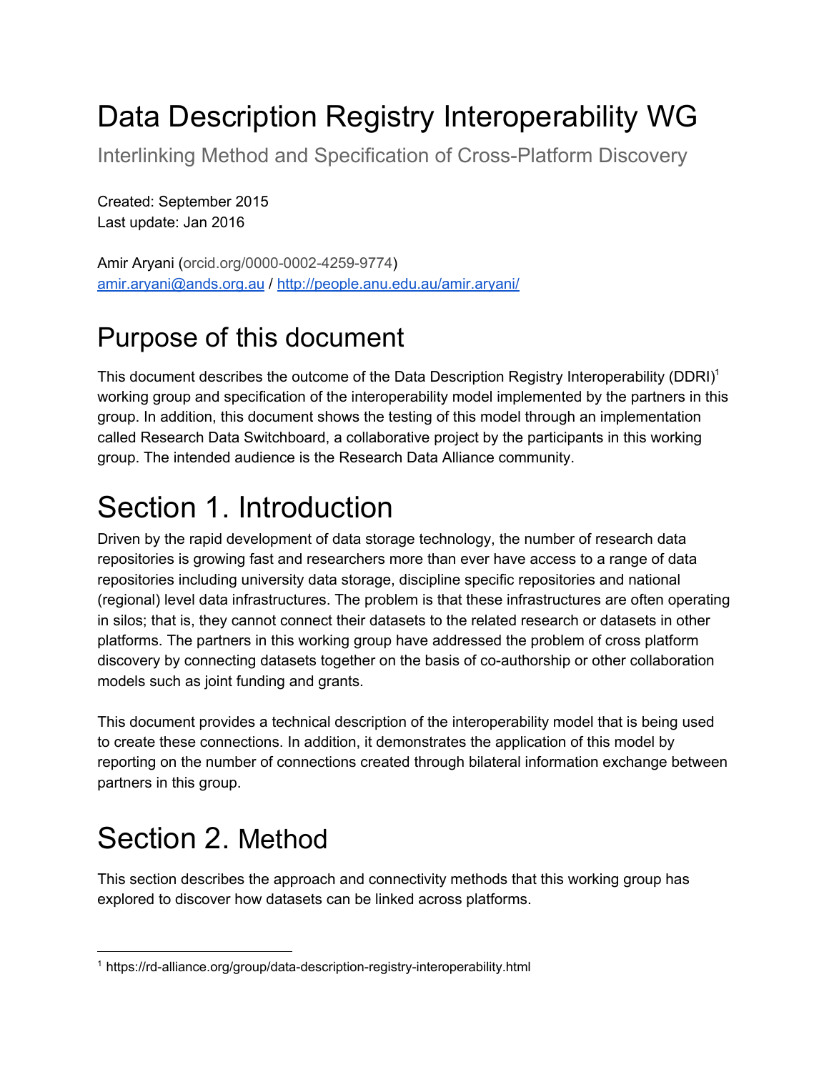# Data Description Registry Interoperability WG

Interlinking Method and Specification of Cross-Platform Discovery

Created: September 2015
Last update: Jan 2016

Amir Aryani (orcid.org/0000-0002-4259-9774)
amir.aryani@ands.org.au / http://people.anu.edu.au/amir.aryani/

## Purpose of this document

This document describes the outcome of the Data Description Registry Interoperability (DDRI)[1] working group and specification of the interoperability model implemented by the partners in this group. In addition, this document shows the testing of this model through an implementation called Research Data Switchboard, a collaborative project by the participants in this working group. The intended audience is the Research Data Alliance community.

# Section 1. Introduction

Driven by the rapid development of data storage technology, the number of research data repositories is growing fast and researchers more than ever have access to a range of data repositories including university data storage, discipline specific repositories and national (regional) level data infrastructures. The problem is that these infrastructures are often operating in silos; that is, they cannot connect their datasets to the related research or datasets in other platforms. The partners in this working group have addressed the problem of cross platform discovery by connecting datasets together on the basis of co-authorship or other collaboration models such as joint funding and grants.

This document provides a technical description of the interoperability model that is being used to create these connections. In addition, it demonstrates the application of this model by reporting on the number of connections created through bilateral information exchange between partners in this group.

# Section 2. Method

This section describes the approach and connectivity methods that this working group has explored to discover how datasets can be linked across platforms.

---

[1] https://rd-alliance.org/group/data-description-registry-interoperability.html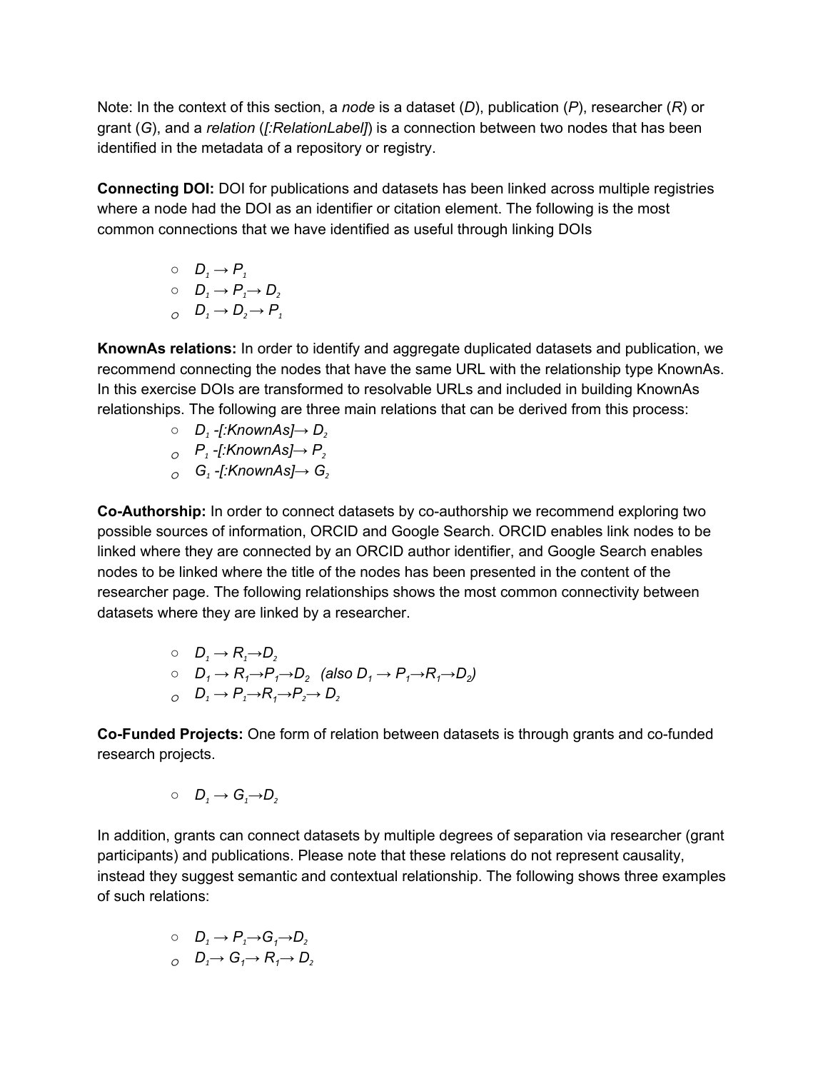Note: In the context of this section, a *node* is a dataset (*D*), publication (*P*), researcher (*R*) or grant (*G*), and a *relation* (*[:RelationLabel]*) is a connection between two nodes that has been identified in the metadata of a repository or registry.

**Connecting DOI:** DOI for publications and datasets has been linked across multiple registries where a node had the DOI as an identifier or citation element. The following is the most common connections that we have identified as useful through linking DOIs

- $D_1 \rightarrow P_1$
- $D_1 \rightarrow P_1 \rightarrow D_2$
- $D_1 \rightarrow D_2 \rightarrow P_1$

**KnownAs relations:** In order to identify and aggregate duplicated datasets and publication, we recommend connecting the nodes that have the same URL with the relationship type KnownAs. In this exercise DOIs are transformed to resolvable URLs and included in building KnownAs relationships. The following are three main relations that can be derived from this process:

- $D_1$ -[:KnownAs]→ $D_2$
- $P_1$ -[:KnownAs]→ $P_2$
- $G_1$ -[:KnownAs]→ $G_2$

**Co-Authorship:** In order to connect datasets by co-authorship we recommend exploring two possible sources of information, ORCID and Google Search. ORCID enables link nodes to be linked where they are connected by an ORCID author identifier, and Google Search enables nodes to be linked where the title of the nodes has been presented in the content of the researcher page. The following relationships shows the most common connectivity between datasets where they are linked by a researcher.

- $D_1 \rightarrow R_1 \rightarrow D_2$
- $D_1 \rightarrow R_1 \rightarrow P_1 \rightarrow D_2$ *(also $D_1 \rightarrow P_1 \rightarrow R_1 \rightarrow D_2$)*
- $D_1 \rightarrow P_1 \rightarrow R_1 \rightarrow P_2 \rightarrow D_2$

**Co-Funded Projects:** One form of relation between datasets is through grants and co-funded research projects.

- $D_1 \rightarrow G_1 \rightarrow D_2$

In addition, grants can connect datasets by multiple degrees of separation via researcher (grant participants) and publications. Please note that these relations do not represent causality, instead they suggest semantic and contextual relationship. The following shows three examples of such relations:

- $D_1 \rightarrow P_1 \rightarrow G_1 \rightarrow D_2$
- $D_1 \rightarrow G_1 \rightarrow R_1 \rightarrow D_2$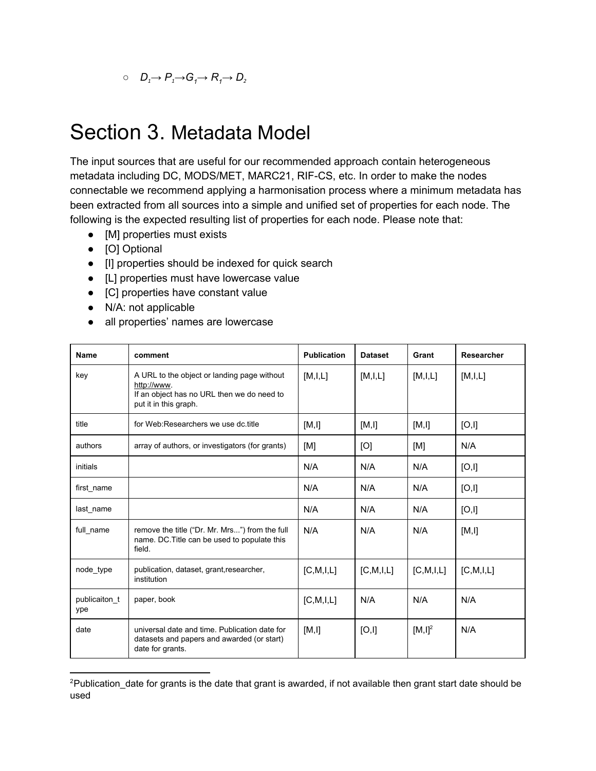- $D_1 \rightarrow P_1 \rightarrow G_1 \rightarrow R_1 \rightarrow D_2$

# Section 3. Metadata Model

The input sources that are useful for our recommended approach contain heterogeneous metadata including DC, MODS/MET, MARC21, RIF-CS, etc. In order to make the nodes connectable we recommend applying a harmonisation process where a minimum metadata has been extracted from all sources into a simple and unified set of properties for each node. The following is the expected resulting list of properties for each node. Please note that:

- [M] properties must exists
- [O] Optional
- [I] properties should be indexed for quick search
- [L] properties must have lowercase value
- [C] properties have constant value
- N/A: not applicable
- all properties' names are lowercase

| Name | comment | Publication | Dataset | Grant | Researcher |
|---|---|---|---|---|---|
| key | A URL to the object or landing page without http://www. If an object has no URL then we do need to put it in this graph. | [M,I,L] | [M,I,L] | [M,I,L] | [M,I,L] |
| title | for Web:Researchers we use dc.title | [M,I] | [M,I] | [M,I] | [O,I] |
| authors | array of authors, or investigators (for grants) | [M] | [O] | [M] | N/A |
| initials | | N/A | N/A | N/A | [O,I] |
| first_name | | N/A | N/A | N/A | [O,I] |
| last_name | | N/A | N/A | N/A | [O,I] |
| full_name | remove the title ("Dr. Mr. Mrs...") from the full name. DC.Title can be used to populate this field. | N/A | N/A | N/A | [M,I] |
| node_type | publication, dataset, grant,researcher, institution | [C,M,I,L] | [C,M,I,L] | [C,M,I,L] | [C,M,I,L] |
| publicaiton_type | paper, book | [C,M,I,L] | N/A | N/A | N/A |
| date | universal date and time. Publication date for datasets and papers and awarded (or start) date for grants. | [M,I] | [O,I] | [M,I][2] | N/A |

[2]Publication_date for grants is the date that grant is awarded, if not available then grant start date should be used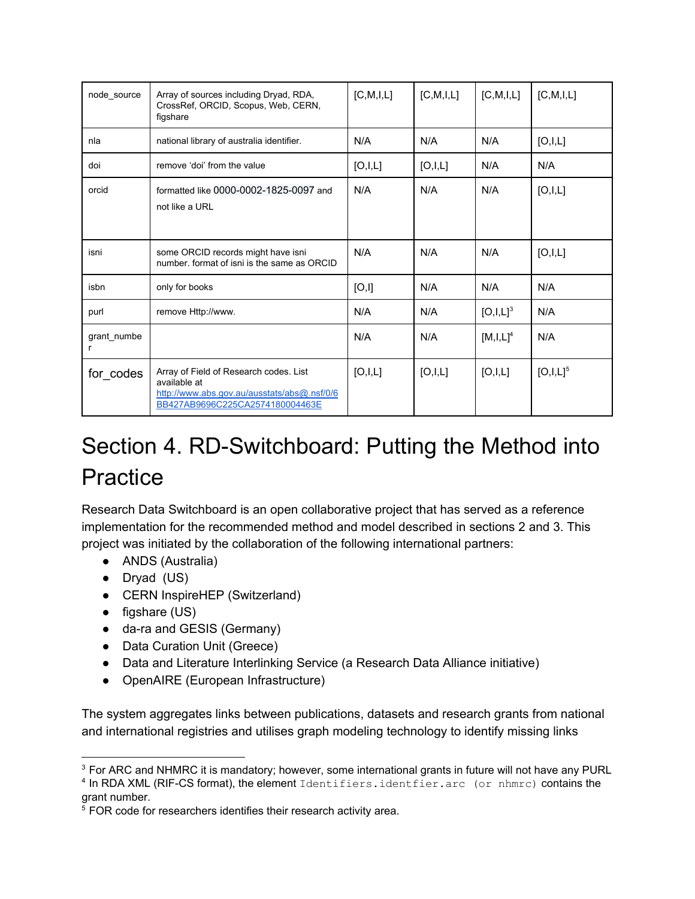| node_source | Array of sources including Dryad, RDA, CrossRef, ORCID, Scopus, Web, CERN, figshare | [C,M,I,L] | [C,M,I,L] | [C,M,I,L] | [C,M,I,L] |
|---|---|---|---|---|---|
| nla | national library of australia identifier. | N/A | N/A | N/A | [O,I,L] |
| doi | remove 'doi' from the value | [O,I,L] | [O,I,L] | N/A | N/A |
| orcid | formatted like 0000-0002-1825-0097 and not like a URL | N/A | N/A | N/A | [O,I,L] |
| isni | some ORCID records might have isni number. format of isni is the same as ORCID | N/A | N/A | N/A | [O,I,L] |
| isbn | only for books | [O,I] | N/A | N/A | N/A |
| purl | remove Http://www. | N/A | N/A | [O,I,L][3] | N/A |
| grant_number | | N/A | N/A | [M,I,L][4] | N/A |
| for_codes | Array of Field of Research codes. List available at http://www.abs.gov.au/ausstats/abs@.nsf/0/6BB427AB9696C225CA2574180004463E | [O,I,L] | [O,I,L] | [O,I,L] | [O,I,L][5] |

# Section 4. RD-Switchboard: Putting the Method into Practice

Research Data Switchboard is an open collaborative project that has served as a reference implementation for the recommended method and model described in sections 2 and 3. This project was initiated by the collaboration of the following international partners:

- ANDS (Australia)
- Dryad (US)
- CERN InspireHEP (Switzerland)
- figshare (US)
- da-ra and GESIS (Germany)
- Data Curation Unit (Greece)
- Data and Literature Interlinking Service (a Research Data Alliance initiative)
- OpenAIRE (European Infrastructure)

The system aggregates links between publications, datasets and research grants from national and international registries and utilises graph modeling technology to identify missing links

---

[3] For ARC and NHMRC it is mandatory; however, some international grants in future will not have any PURL

[4] In RDA XML (RIF-CS format), the element `Identifiers.identfier.arc (or nhmrc)` contains the grant number.

[5] FOR code for researchers identifies their research activity area.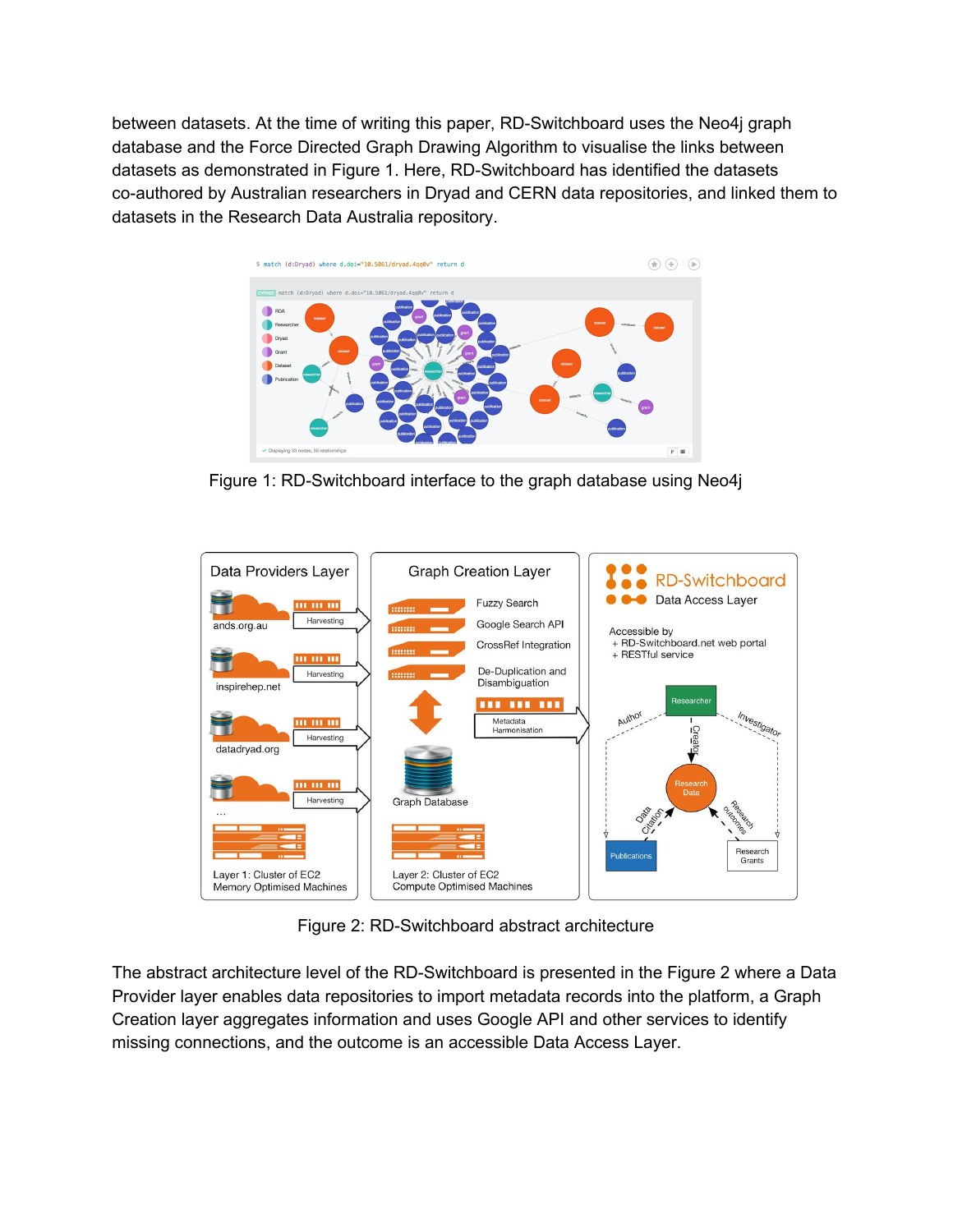between datasets. At the time of writing this paper, RD-Switchboard uses the Neo4j graph database and the Force Directed Graph Drawing Algorithm to visualise the links between datasets as demonstrated in Figure 1. Here, RD-Switchboard has identified the datasets co-authored by Australian researchers in Dryad and CERN data repositories, and linked them to datasets in the Research Data Australia repository.

Figure 1: RD-Switchboard interface to the graph database using Neo4j

Figure 2: RD-Switchboard abstract architecture

The abstract architecture level of the RD-Switchboard is presented in the Figure 2 where a Data Provider layer enables data repositories to import metadata records into the platform, a Graph Creation layer aggregates information and uses Google API and other services to identify missing connections, and the outcome is an accessible Data Access Layer.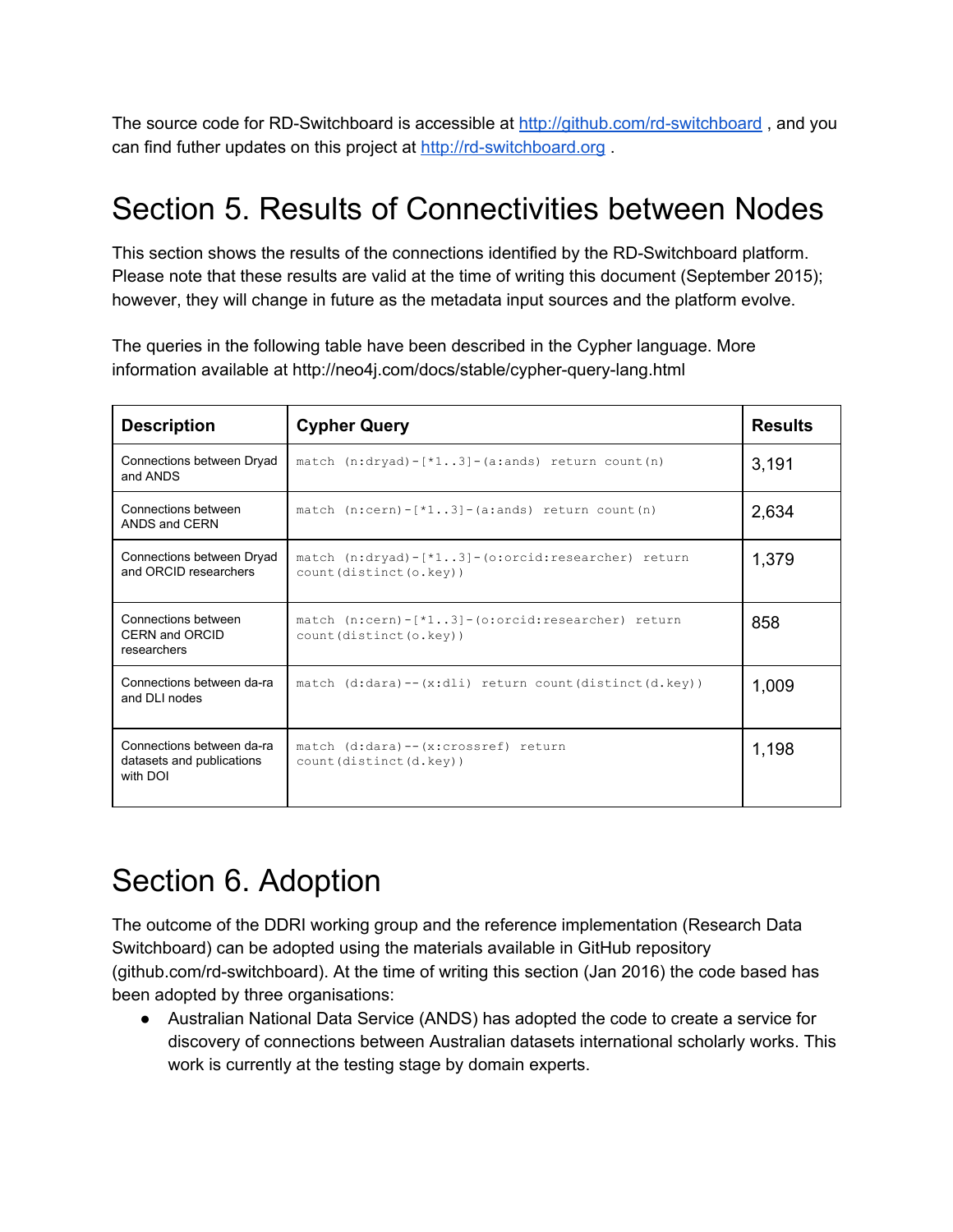The source code for RD-Switchboard is accessible at http://github.com/rd-switchboard , and you can find futher updates on this project at http://rd-switchboard.org .

# Section 5. Results of Connectivities between Nodes

This section shows the results of the connections identified by the RD-Switchboard platform. Please note that these results are valid at the time of writing this document (September 2015); however, they will change in future as the metadata input sources and the platform evolve.

The queries in the following table have been described in the Cypher language. More information available at http://neo4j.com/docs/stable/cypher-query-lang.html

| **Description** | **Cypher Query** | **Results** |
|---|---|---|
| Connections between Dryad and ANDS | `match (n:dryad)-[*1..3]-(a:ands) return count(n)` | 3,191 |
| Connections between ANDS and CERN | `match (n:cern)-[*1..3]-(a:ands) return count(n)` | 2,634 |
| Connections between Dryad and ORCID researchers | `match (n:dryad)-[*1..3]-(o:orcid:researcher) return count(distinct(o.key))` | 1,379 |
| Connections between CERN and ORCID researchers | `match (n:cern)-[*1..3]-(o:orcid:researcher) return count(distinct(o.key))` | 858 |
| Connections between da-ra and DLI nodes | `match (d:dara)--(x:dli) return count(distinct(d.key))` | 1,009 |
| Connections between da-ra datasets and publications with DOI | `match (d:dara)--(x:crossref) return count(distinct(d.key))` | 1,198 |

# Section 6. Adoption

The outcome of the DDRI working group and the reference implementation (Research Data Switchboard) can be adopted using the materials available in GitHub repository (github.com/rd-switchboard). At the time of writing this section (Jan 2016) the code based has been adopted by three organisations:

- Australian National Data Service (ANDS) has adopted the code to create a service for discovery of connections between Australian datasets international scholarly works. This work is currently at the testing stage by domain experts.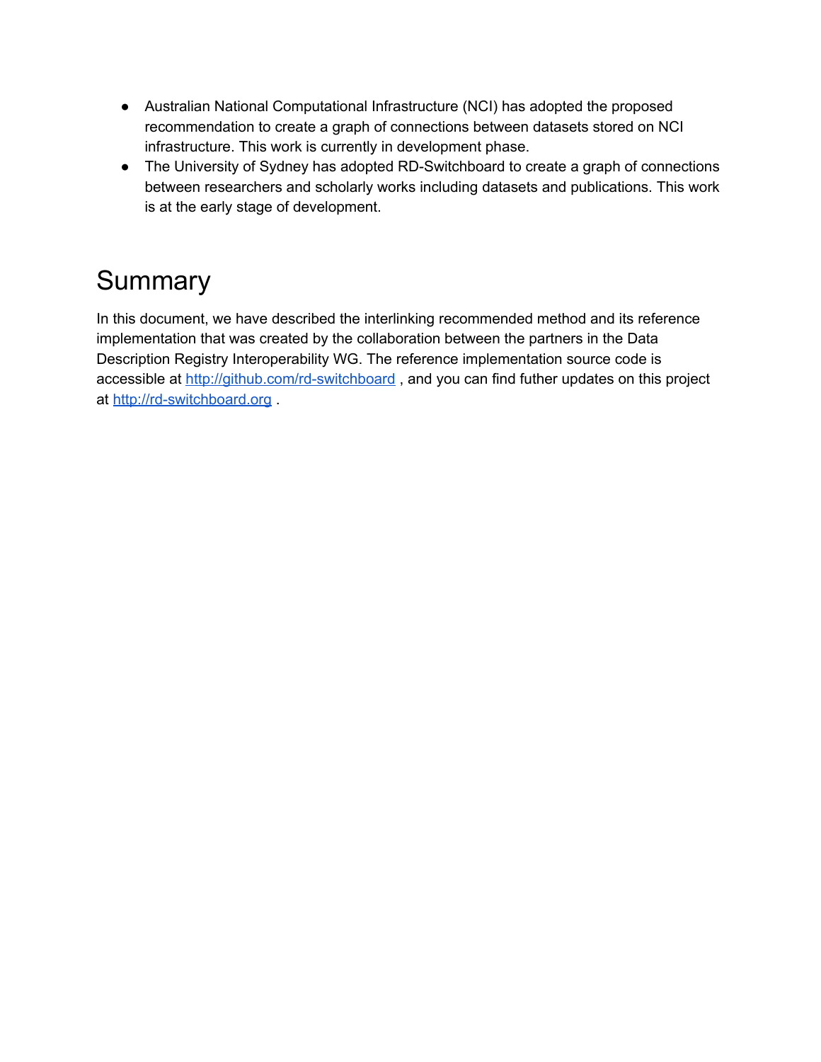- Australian National Computational Infrastructure (NCI) has adopted the proposed recommendation to create a graph of connections between datasets stored on NCI infrastructure. This work is currently in development phase.
- The University of Sydney has adopted RD-Switchboard to create a graph of connections between researchers and scholarly works including datasets and publications. This work is at the early stage of development.

# Summary

In this document, we have described the interlinking recommended method and its reference implementation that was created by the collaboration between the partners in the Data Description Registry Interoperability WG. The reference implementation source code is accessible at http://github.com/rd-switchboard , and you can find futher updates on this project at http://rd-switchboard.org .